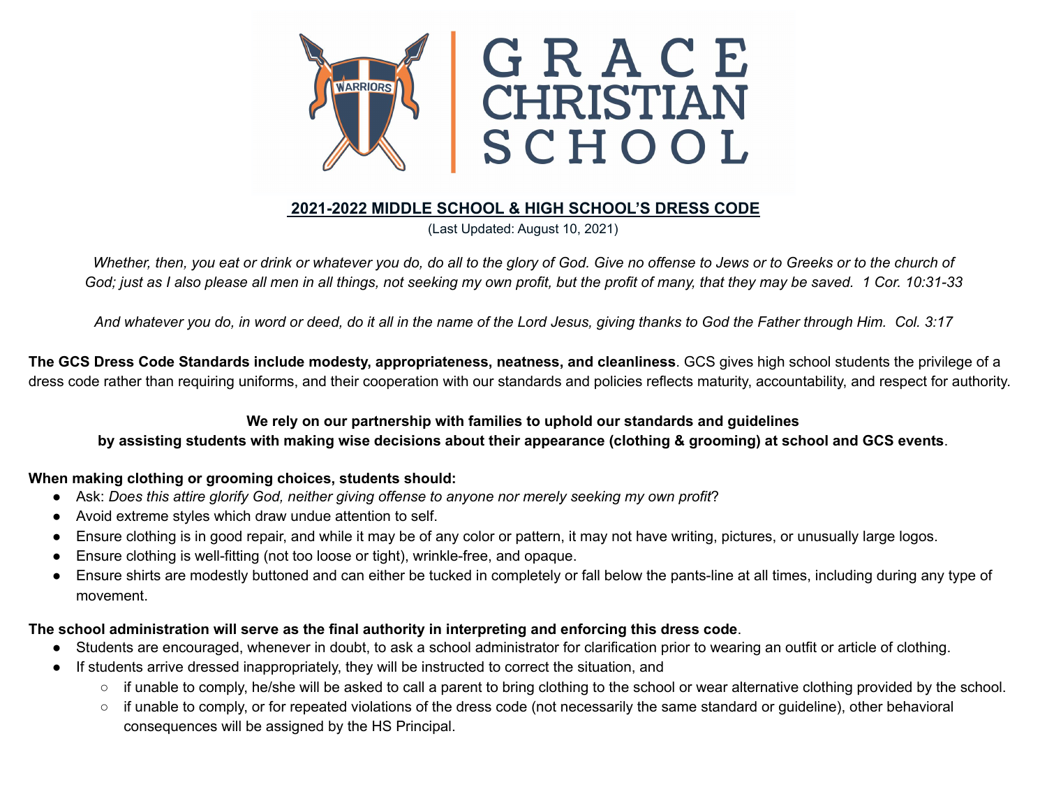# GRACE CHRISTIAN SCHOOL

## 2021-2022 MIDDLE SCHOOL & HIGH SCHOOL'S DRESS CODE

(Last Updated: August 10, 2021)

*Whether, then, you eat or drink or whatever you do, do all to the glory of God. Give no offense to Jews or to Greeks or to the church of God; just as I also please all men in all things, not seeking my own profit, but the profit of many, that they may be saved. 1 Cor. 10:31-33*

*And whatever you do, in word or deed, do it all in the name of the Lord Jesus, giving thanks to God the Father through Him. Col. 3:17*

**The GCS Dress Code Standards include modesty, appropriateness, neatness, and cleanliness**. GCS gives high school students the privilege of a dress code rather than requiring uniforms, and their cooperation with our standards and policies reflects maturity, accountability, and respect for authority.

**We rely on our partnership with families to uphold our standards and guidelines by assisting students with making wise decisions about their appearance (clothing & grooming) at school and GCS events**.

**When making clothing or grooming choices, students should:**

- Ask: *Does this attire glorify God, neither giving offense to anyone nor merely seeking my own profit*?
- Avoid extreme styles which draw undue attention to self.
- Ensure clothing is in good repair, and while it may be of any color or pattern, it may not have writing, pictures, or unusually large logos.
- Ensure clothing is well-fitting (not too loose or tight), wrinkle-free, and opaque.
- Ensure shirts are modestly buttoned and can either be tucked in completely or fall below the pants-line at all times, including during any type of movement.

**The school administration will serve as the final authority in interpreting and enforcing this dress code**.

- Students are encouraged, whenever in doubt, to ask a school administrator for clarification prior to wearing an outfit or article of clothing.
- If students arrive dressed inappropriately, they will be instructed to correct the situation, and
  - if unable to comply, he/she will be asked to call a parent to bring clothing to the school or wear alternative clothing provided by the school.
  - if unable to comply, or for repeated violations of the dress code (not necessarily the same standard or guideline), other behavioral consequences will be assigned by the HS Principal.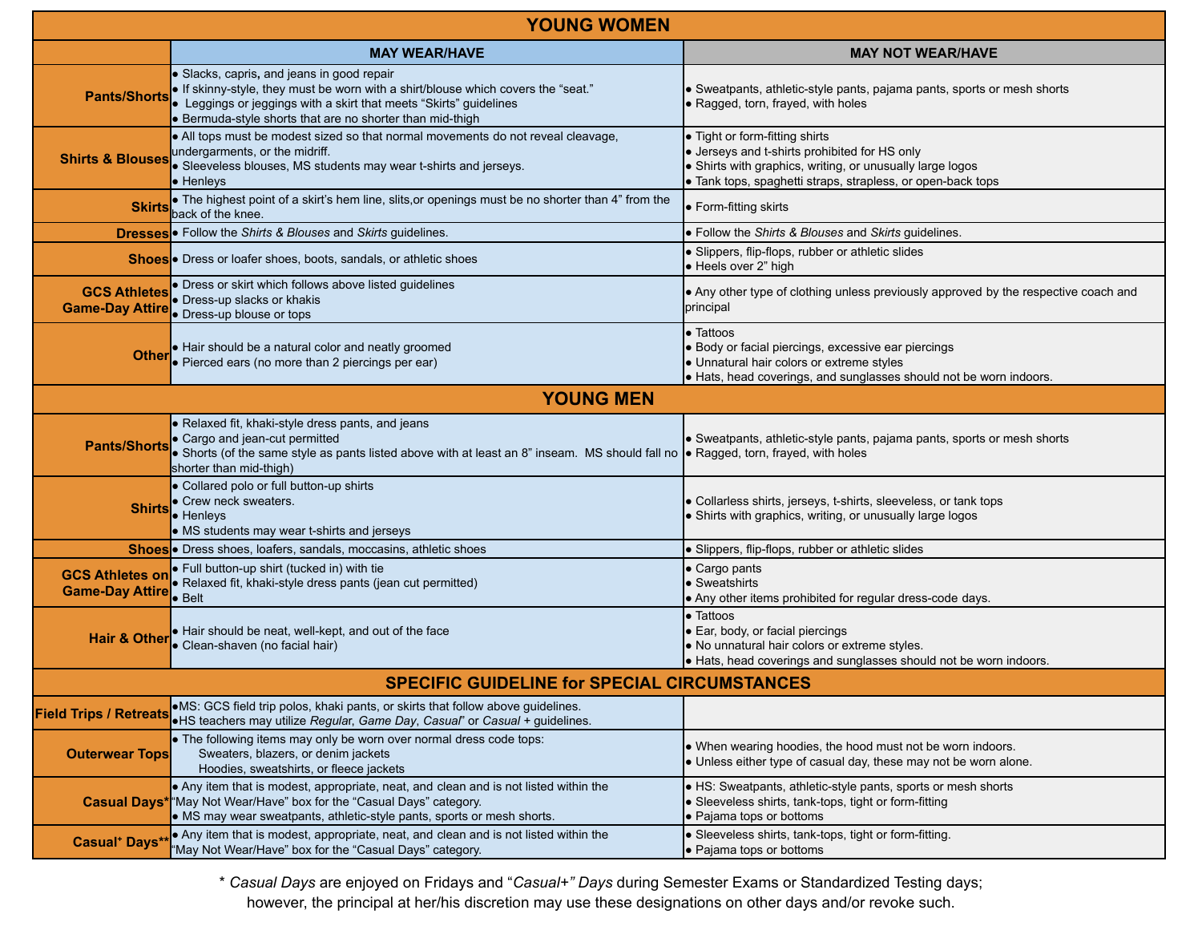| YOUNG WOMEN | | |
|---|---|---|
| | **MAY WEAR/HAVE** | **MAY NOT WEAR/HAVE** |
| **Pants/Shorts** | • Slacks, capris, and jeans in good repair<br>• If skinny-style, they must be worn with a shirt/blouse which covers the "seat."<br>• Leggings or jeggings with a skirt that meets "Skirts" guidelines<br>• Bermuda-style shorts that are no shorter than mid-thigh | • Sweatpants, athletic-style pants, pajama pants, sports or mesh shorts<br>• Ragged, torn, frayed, with holes |
| **Shirts & Blouses** | • All tops must be modest sized so that normal movements do not reveal cleavage, undergarments, or the midriff.<br>• Sleeveless blouses, MS students may wear t-shirts and jerseys.<br>• Henleys | • Tight or form-fitting shirts<br>• Jerseys and t-shirts prohibited for HS only<br>• Shirts with graphics, writing, or unusually large logos<br>• Tank tops, spaghetti straps, strapless, or open-back tops |
| **Skirts** | • The highest point of a skirt's hem line, slits,or openings must be no shorter than 4" from the back of the knee. | • Form-fitting skirts |
| **Dresses** | • Follow the *Shirts & Blouses* and *Skirts* guidelines. | • Follow the *Shirts & Blouses* and *Skirts* guidelines. |
| **Shoes** | • Dress or loafer shoes, boots, sandals, or athletic shoes | • Slippers, flip-flops, rubber or athletic slides<br>• Heels over 2" high |
| **GCS Athletes Game-Day Attire** | • Dress or skirt which follows above listed guidelines<br>• Dress-up slacks or khakis<br>• Dress-up blouse or tops | • Any other type of clothing unless previously approved by the respective coach and principal |
| **Other** | • Hair should be a natural color and neatly groomed<br>• Pierced ears (no more than 2 piercings per ear) | • Tattoos<br>• Body or facial piercings, excessive ear piercings<br>• Unnatural hair colors or extreme styles<br>• Hats, head coverings, and sunglasses should not be worn indoors. |
| **YOUNG MEN** | | |
| **Pants/Shorts** | • Relaxed fit, khaki-style dress pants, and jeans<br>• Cargo and jean-cut permitted<br>• Shorts (of the same style as pants listed above with at least an 8" inseam. MS should fall no shorter than mid-thigh) | • Sweatpants, athletic-style pants, pajama pants, sports or mesh shorts<br>• Ragged, torn, frayed, with holes |
| **Shirts** | • Collared polo or full button-up shirts<br>• Crew neck sweaters.<br>• Henleys<br>• MS students may wear t-shirts and jerseys | • Collarless shirts, jerseys, t-shirts, sleeveless, or tank tops<br>• Shirts with graphics, writing, or unusually large logos |
| **Shoes** | • Dress shoes, loafers, sandals, moccasins, athletic shoes | • Slippers, flip-flops, rubber or athletic slides |
| **GCS Athletes on Game-Day Attire** | • Full button-up shirt (tucked in) with tie<br>• Relaxed fit, khaki-style dress pants (jean cut permitted)<br>• Belt | • Cargo pants<br>• Sweatshirts<br>• Any other items prohibited for regular dress-code days. |
| **Hair & Other** | • Hair should be neat, well-kept, and out of the face<br>• Clean-shaven (no facial hair) | • Tattoos<br>• Ear, body, or facial piercings<br>• No unnatural hair colors or extreme styles.<br>• Hats, head coverings and sunglasses should not be worn indoors. |
| **SPECIFIC GUIDELINE for SPECIAL CIRCUMSTANCES** | | |
| **Field Trips / Retreats** | •MS: GCS field trip polos, khaki pants, or skirts that follow above guidelines.<br>•HS teachers may utilize *Regular*, *Game Day*, *Casual*" or *Casual +* guidelines. | |
| **Outerwear Tops** | • The following items may only be worn over normal dress code tops:<br>Sweaters, blazers, or denim jackets<br>Hoodies, sweatshirts, or fleece jackets | • When wearing hoodies, the hood must not be worn indoors.<br>• Unless either type of casual day, these may not be worn alone. |
| **Casual Days*** | • Any item that is modest, appropriate, neat, and clean and is not listed within the "May Not Wear/Have" box for the "Casual Days" category.<br>• MS may wear sweatpants, athletic-style pants, sports or mesh shorts. | • HS: Sweatpants, athletic-style pants, sports or mesh shorts<br>• Sleeveless shirts, tank-tops, tight or form-fitting<br>• Pajama tops or bottoms |
| **Casual⁺ Days**** | • Any item that is modest, appropriate, neat, and clean and is not listed within the "May Not Wear/Have" box for the "Casual Days" category. | • Sleeveless shirts, tank-tops, tight or form-fitting.<br>• Pajama tops or bottoms |

* *Casual Days* are enjoyed on Fridays and "*Casual+" Days* during Semester Exams or Standardized Testing days; however, the principal at her/his discretion may use these designations on other days and/or revoke such.